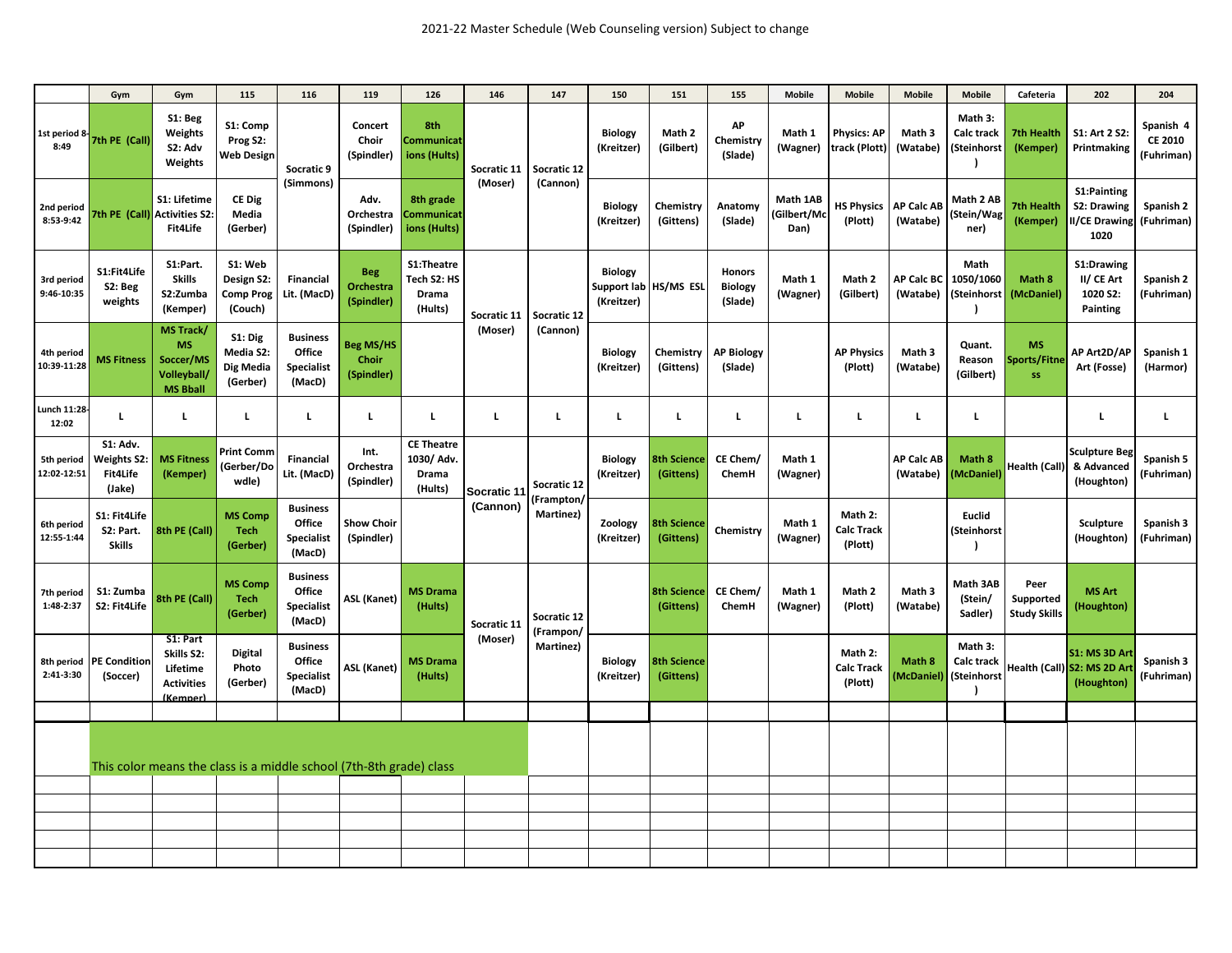2021-22 Master Schedule (Web Counseling version) Subject to change

| | Gym | Gym | 115 | 116 | 119 | 126 | 146 | 147 | 150 | 151 | 155 | Mobile | Mobile | Mobile | Mobile | Cafeteria | 202 | 204 |
|---|---|---|---|---|---|---|---|---|---|---|---|---|---|---|---|---|---|---|
| 1st period 8-8:49 | 7th PE (Call) | S1: Beg Weights S2: Adv Weights | S1: Comp Prog S2: Web Design | Socratic 9 (Simmons) | Concert Choir (Spindler) | 8th Communications (Hults) | Socratic 11 (Moser) | Socratic 12 (Cannon) | Biology (Kreitzer) | Math 2 (Gilbert) | AP Chemistry (Slade) | Math 1 (Wagner) | Physics: AP track (Plott) | Math 3 (Watabe) | Math 3: Calc track (Steinhorst) | 7th Health (Kemper) | S1: Art 2 S2: Printmaking | Spanish 4 CE 2010 (Fuhriman) |
| 2nd period 8:53-9:42 | 7th PE (Call) | S1: Lifetime Activities S2: Fit4Life | CE Dig Media (Gerber) | | Adv. Orchestra (Spindler) | 8th grade Communications (Hults) | | | Biology (Kreitzer) | Chemistry (Gittens) | Anatomy (Slade) | Math 1AB (Gilbert/McDan) | HS Physics (Plott) | AP Calc AB (Watabe) | Math 2 AB (Stein/Wagner) | 7th Health (Kemper) | S1:Painting S2: Drawing II/CE Drawing 1020 | Spanish 2 (Fuhriman) |
| 3rd period 9:46-10:35 | S1:Fit4Life S2: Beg weights | S1:Part. Skills S2:Zumba (Kemper) | S1: Web Design S2: Comp Prog (Couch) | Financial Lit. (MacD) | Beg Orchestra (Spindler) | S1:Theatre Tech S2: HS Drama (Hults) | Socratic 11 (Moser) | Socratic 12 (Cannon) | Biology Support lab (Kreitzer) | HS/MS ESL | Honors Biology (Slade) | Math 1 (Wagner) | Math 2 (Gilbert) | AP Calc BC (Watabe) | Math 1050/1060 (Steinhorst) | Math 8 (McDaniel) | S1:Drawing II/ CE Art 1020 S2: Painting | Spanish 2 (Fuhriman) |
| 4th period 10:39-11:28 | MS Fitness | MS Track/ MS Soccer/MS Volleyball/ MS Bball | S1: Dig Media S2: Dig Media (Gerber) | Business Office Specialist (MacD) | Beg MS/HS Choir (Spindler) | | | | Biology (Kreitzer) | Chemistry (Gittens) | AP Biology (Slade) | | AP Physics (Plott) | Math 3 (Watabe) | Quant. Reason (Gilbert) | MS Sports/Fitness | AP Art2D/AP Art (Fosse) | Spanish 1 (Harmor) |
| Lunch 11:28-12:02 | L | L | L | L | L | L | L | L | L | L | L | L | L | L | L | | L | L |
| 5th period 12:02-12:51 | S1: Adv. Weights S2: Fit4Life (Jake) | MS Fitness (Kemper) | Print Comm (Gerber/Dowdle) | Financial Lit. (MacD) | Int. Orchestra (Spindler) | CE Theatre 1030/ Adv. Drama (Hults) | Socratic 11 (Cannon) | Socratic 12 (Frampton/ Martinez) | Biology (Kreitzer) | 8th Science (Gittens) | CE Chem/ ChemH | Math 1 (Wagner) | | AP Calc AB (Watabe) | Math 8 (McDaniel) | Health (Call) | Sculpture Beg & Advanced (Houghton) | Spanish 5 (Fuhriman) |
| 6th period 12:55-1:44 | S1: Fit4Life S2: Part. Skills | 8th PE (Call) | MS Comp Tech (Gerber) | Business Office Specialist (MacD) | Show Choir (Spindler) | | | | Zoology (Kreitzer) | 8th Science (Gittens) | Chemistry | Math 1 (Wagner) | Math 2: Calc Track (Plott) | | Euclid (Steinhorst) | | Sculpture (Houghton) | Spanish 3 (Fuhriman) |
| 7th period 1:48-2:37 | S1: Zumba S2: Fit4Life | 8th PE (Call) | MS Comp Tech (Gerber) | Business Office Specialist (MacD) | ASL (Kanet) | MS Drama (Hults) | Socratic 11 (Moser) | Socratic 12 (Frampon/ Martinez) | | 8th Science (Gittens) | CE Chem/ ChemH | Math 1 (Wagner) | Math 2 (Plott) | Math 3 (Watabe) | Math 3AB (Stein/ Sadler) | Peer Supported Study Skills | MS Art (Houghton) | |
| 8th period 2:41-3:30 | PE Condition (Soccer) | S1: Part Skills S2: Lifetime Activities (Kemper) | Digital Photo (Gerber) | Business Office Specialist (MacD) | ASL (Kanet) | MS Drama (Hults) | | | Biology (Kreitzer) | 8th Science (Gittens) | | | Math 2: Calc Track (Plott) | Math 8 (McDaniel) | Math 3: Calc track (Steinhorst) | Health (Call) | S1: MS 3D Art S2: MS 2D Art (Houghton) | Spanish 3 (Fuhriman) |

This color means the class is a middle school (7th-8th grade) class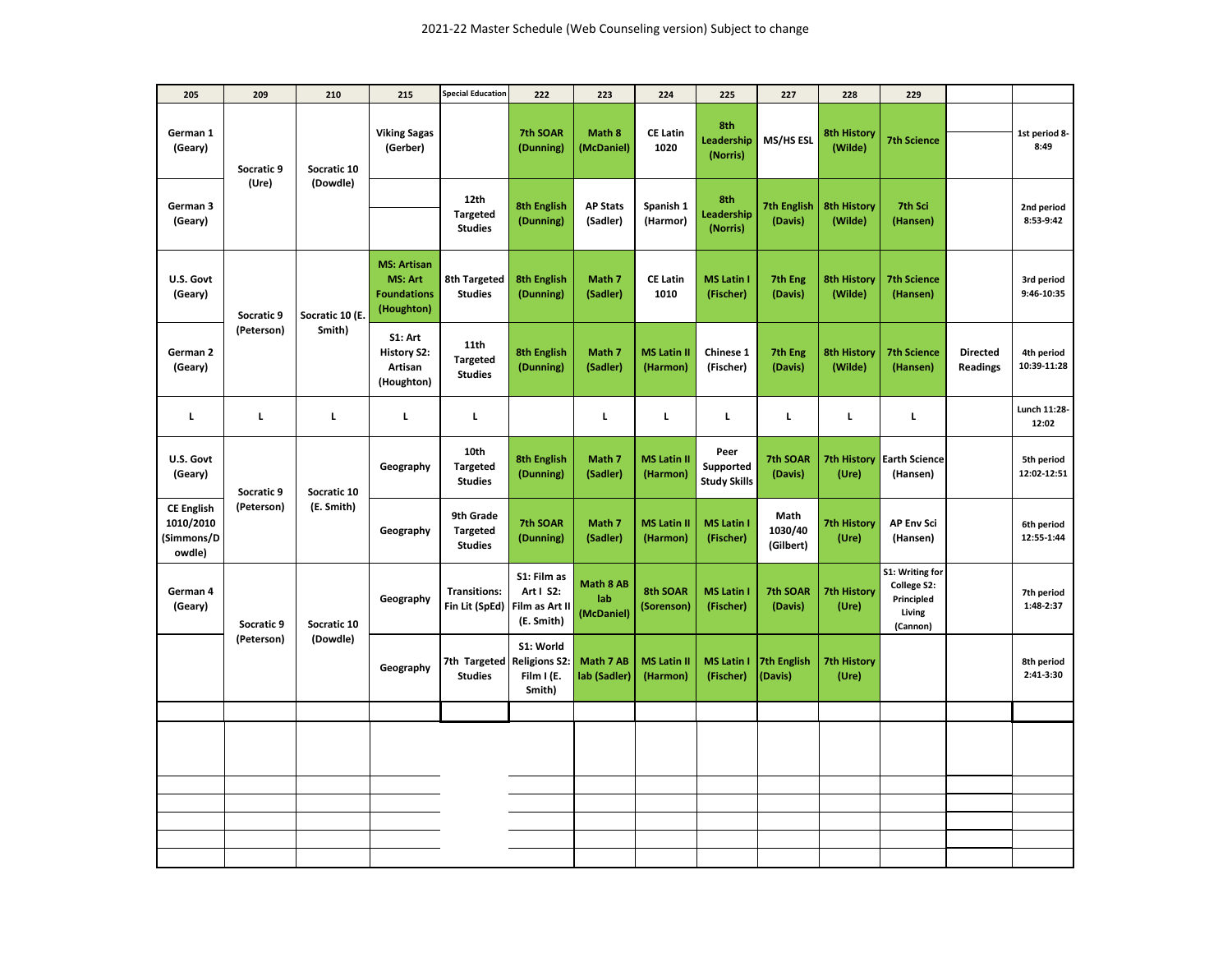2021-22 Master Schedule (Web Counseling version) Subject to change

| 205 | 209 | 210 | 215 | Special Education | 222 | 223 | 224 | 225 | 227 | 228 | 229 | | |
|---|---|---|---|---|---|---|---|---|---|---|---|---|---|
| German 1 (Geary) | Socratic 9 (Ure) | Socratic 10 (Dowdle) | Viking Sagas (Gerber) | | 7th SOAR (Dunning) | Math 8 (McDaniel) | CE Latin 1020 | 8th Leadership (Norris) | MS/HS ESL | 8th History (Wilde) | 7th Science | | 1st period 8-8:49 |
| German 3 (Geary) | | | | 12th Targeted Studies | 8th English (Dunning) | AP Stats (Sadler) | Spanish 1 (Harmor) | 8th Leadership (Norris) | 7th English (Davis) | 8th History (Wilde) | 7th Sci (Hansen) | | 2nd period 8:53-9:42 |
| U.S. Govt (Geary) | Socratic 9 (Peterson) | Socratic 10 (E. Smith) | MS: Artisan MS: Art Foundations (Houghton) | 8th Targeted Studies | 8th English (Dunning) | Math 7 (Sadler) | CE Latin 1010 | MS Latin I (Fischer) | 7th Eng (Davis) | 8th History (Wilde) | 7th Science (Hansen) | | 3rd period 9:46-10:35 |
| German 2 (Geary) | | | S1: Art History S2: Artisan (Houghton) | 11th Targeted Studies | 8th English (Dunning) | Math 7 (Sadler) | MS Latin II (Harmon) | Chinese 1 (Fischer) | 7th Eng (Davis) | 8th History (Wilde) | 7th Science (Hansen) | Directed Readings | 4th period 10:39-11:28 |
| L | L | L | L | L | | L | L | L | L | L | L | | Lunch 11:28-12:02 |
| U.S. Govt (Geary) | Socratic 9 (Peterson) | Socratic 10 (E. Smith) | Geography | 10th Targeted Studies | 8th English (Dunning) | Math 7 (Sadler) | MS Latin II (Harmon) | Peer Supported Study Skills | 7th SOAR (Davis) | 7th History (Ure) | Earth Science (Hansen) | | 5th period 12:02-12:51 |
| CE English 1010/2010 (Simmons/Dowdle) | | | Geography | 9th Grade Targeted Studies | 7th SOAR (Dunning) | Math 7 (Sadler) | MS Latin II (Harmon) | MS Latin I (Fischer) | Math 1030/40 (Gilbert) | 7th History (Ure) | AP Env Sci (Hansen) | | 6th period 12:55-1:44 |
| German 4 (Geary) | Socratic 9 (Peterson) | Socratic 10 (Dowdle) | Geography | Transitions: Fin Lit (SpEd) | S1: Film as Art I S2: Film as Art II (E. Smith) | Math 8 AB lab (McDaniel) | 8th SOAR (Sorenson) | MS Latin I (Fischer) | 7th SOAR (Davis) | 7th History (Ure) | S1: Writing for College S2: Principled Living (Cannon) | | 7th period 1:48-2:37 |
| | | | Geography | 7th Targeted Studies | S1: World Religions S2: Film I (E. Smith) | Math 7 AB lab (Sadler) | MS Latin II (Harmon) | MS Latin I (Fischer) | 7th English (Davis) | 7th History (Ure) | | | 8th period 2:41-3:30 |